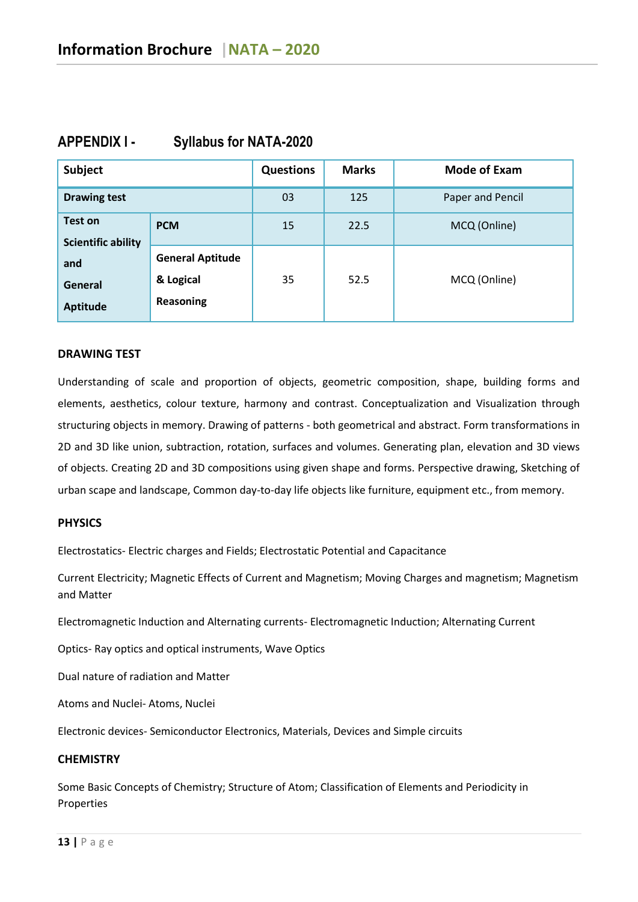## APPENDIX I - Syllabus for NATA-2020

| Subject | | Questions | Marks | Mode of Exam |
|---|---|---|---|---|
| **Drawing test** | | 03 | 125 | Paper and Pencil |
| **Test on Scientific ability and General Aptitude** | **PCM** | 15 | 22.5 | MCQ (Online) |
| | **General Aptitude & Logical Reasoning** | 35 | 52.5 | MCQ (Online) |

**DRAWING TEST**

Understanding of scale and proportion of objects, geometric composition, shape, building forms and elements, aesthetics, colour texture, harmony and contrast. Conceptualization and Visualization through structuring objects in memory. Drawing of patterns - both geometrical and abstract. Form transformations in 2D and 3D like union, subtraction, rotation, surfaces and volumes. Generating plan, elevation and 3D views of objects. Creating 2D and 3D compositions using given shape and forms. Perspective drawing, Sketching of urban scape and landscape, Common day-to-day life objects like furniture, equipment etc., from memory.

**PHYSICS**

Electrostatics- Electric charges and Fields; Electrostatic Potential and Capacitance

Current Electricity; Magnetic Effects of Current and Magnetism; Moving Charges and magnetism; Magnetism and Matter

Electromagnetic Induction and Alternating currents- Electromagnetic Induction; Alternating Current

Optics- Ray optics and optical instruments, Wave Optics

Dual nature of radiation and Matter

Atoms and Nuclei- Atoms, Nuclei

Electronic devices- Semiconductor Electronics, Materials, Devices and Simple circuits

**CHEMISTRY**

Some Basic Concepts of Chemistry; Structure of Atom; Classification of Elements and Periodicity in Properties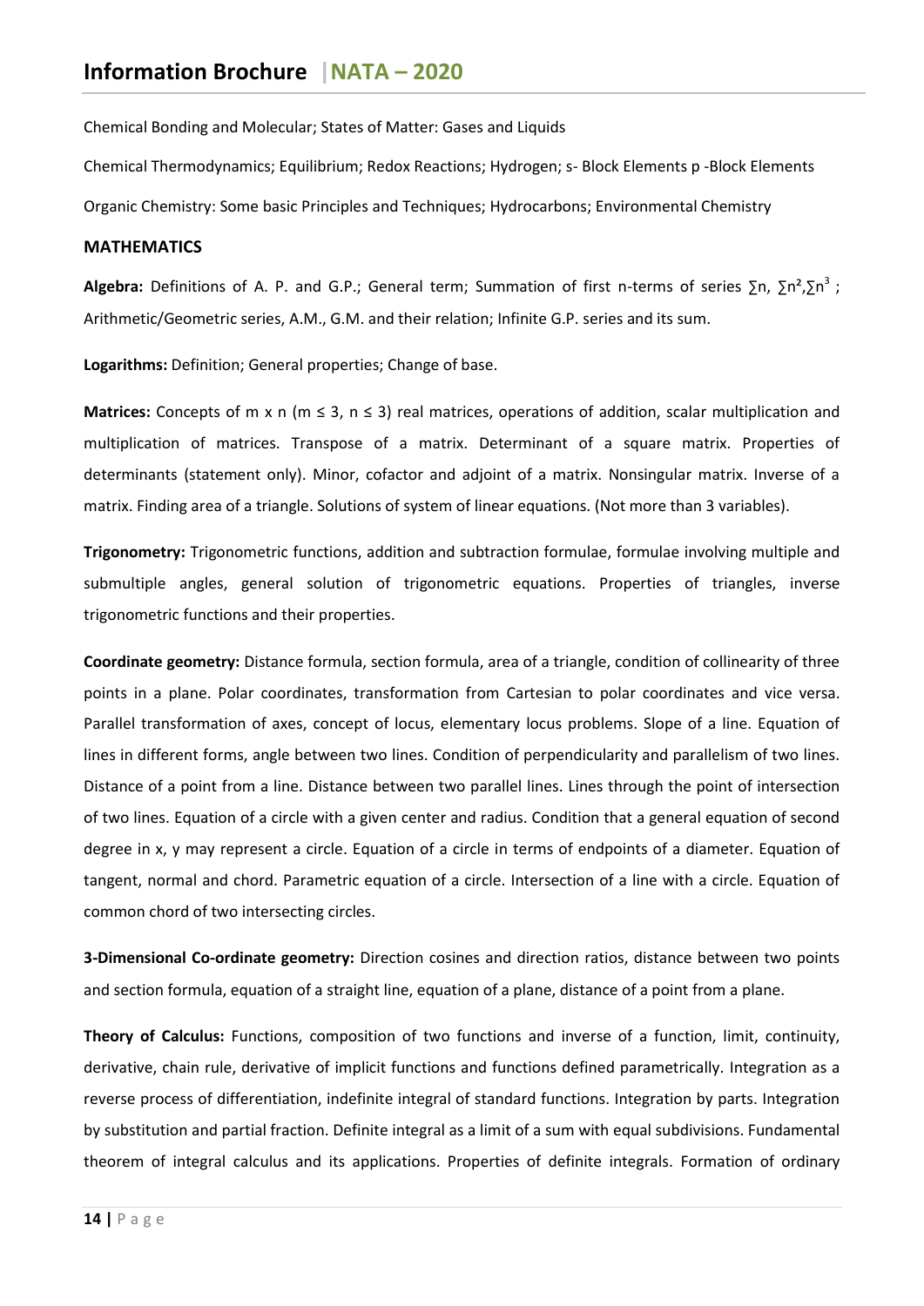Chemical Bonding and Molecular; States of Matter: Gases and Liquids

Chemical Thermodynamics; Equilibrium; Redox Reactions; Hydrogen; s- Block Elements p -Block Elements

Organic Chemistry: Some basic Principles and Techniques; Hydrocarbons; Environmental Chemistry

### MATHEMATICS

**Algebra:** Definitions of A. P. and G.P.; General term; Summation of first n-terms of series $\sum n$, $\sum n^2$, $\sum n^3$ ; Arithmetic/Geometric series, A.M., G.M. and their relation; Infinite G.P. series and its sum.

**Logarithms:** Definition; General properties; Change of base.

**Matrices:** Concepts of m x n ($m \leq 3$, $n \leq 3$) real matrices, operations of addition, scalar multiplication and multiplication of matrices. Transpose of a matrix. Determinant of a square matrix. Properties of determinants (statement only). Minor, cofactor and adjoint of a matrix. Nonsingular matrix. Inverse of a matrix. Finding area of a triangle. Solutions of system of linear equations. (Not more than 3 variables).

**Trigonometry:** Trigonometric functions, addition and subtraction formulae, formulae involving multiple and submultiple angles, general solution of trigonometric equations. Properties of triangles, inverse trigonometric functions and their properties.

**Coordinate geometry:** Distance formula, section formula, area of a triangle, condition of collinearity of three points in a plane. Polar coordinates, transformation from Cartesian to polar coordinates and vice versa. Parallel transformation of axes, concept of locus, elementary locus problems. Slope of a line. Equation of lines in different forms, angle between two lines. Condition of perpendicularity and parallelism of two lines. Distance of a point from a line. Distance between two parallel lines. Lines through the point of intersection of two lines. Equation of a circle with a given center and radius. Condition that a general equation of second degree in x, y may represent a circle. Equation of a circle in terms of endpoints of a diameter. Equation of tangent, normal and chord. Parametric equation of a circle. Intersection of a line with a circle. Equation of common chord of two intersecting circles.

**3-Dimensional Co-ordinate geometry:** Direction cosines and direction ratios, distance between two points and section formula, equation of a straight line, equation of a plane, distance of a point from a plane.

**Theory of Calculus:** Functions, composition of two functions and inverse of a function, limit, continuity, derivative, chain rule, derivative of implicit functions and functions defined parametrically. Integration as a reverse process of differentiation, indefinite integral of standard functions. Integration by parts. Integration by substitution and partial fraction. Definite integral as a limit of a sum with equal subdivisions. Fundamental theorem of integral calculus and its applications. Properties of definite integrals. Formation of ordinary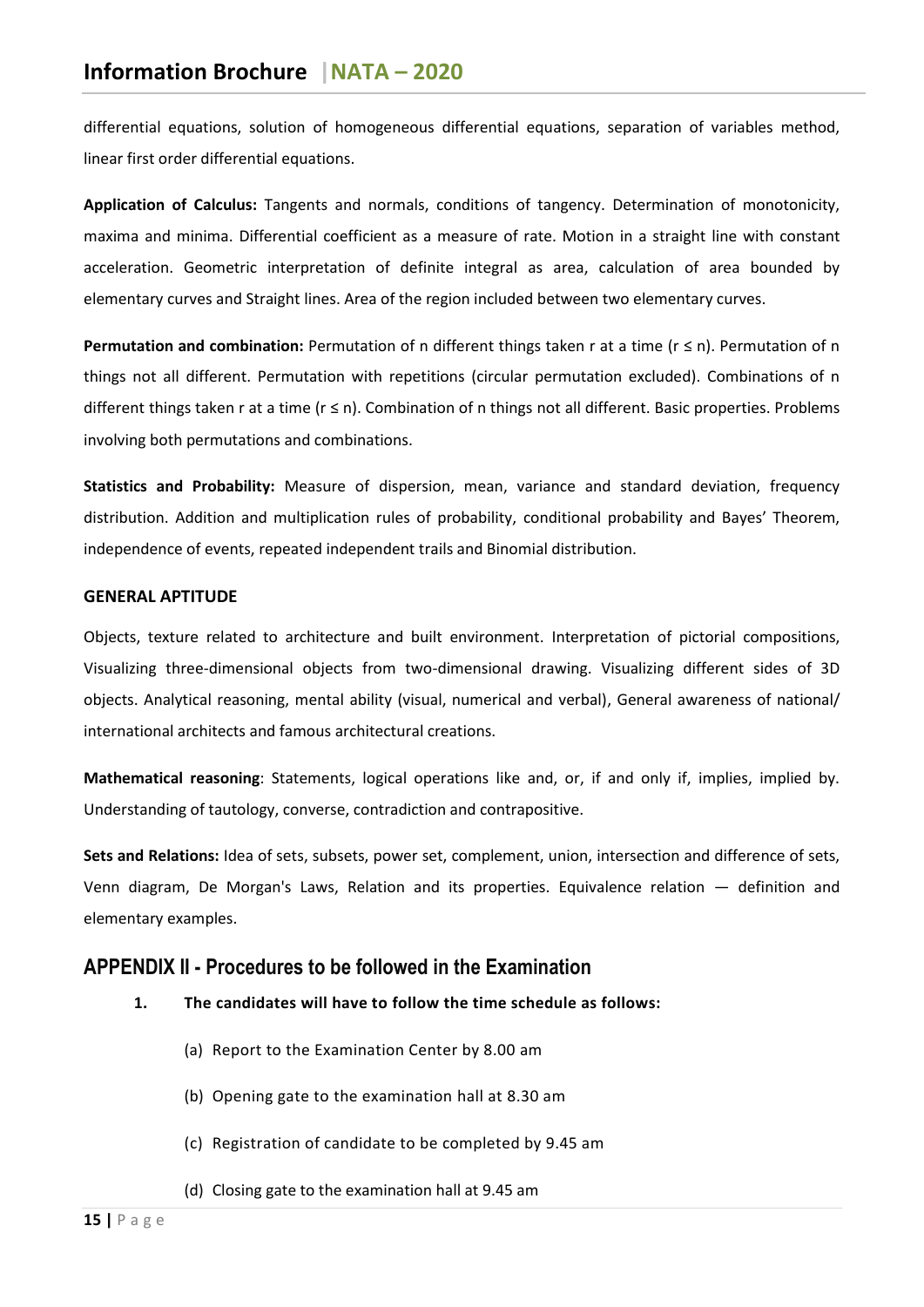differential equations, solution of homogeneous differential equations, separation of variables method, linear first order differential equations.

**Application of Calculus:** Tangents and normals, conditions of tangency. Determination of monotonicity, maxima and minima. Differential coefficient as a measure of rate. Motion in a straight line with constant acceleration. Geometric interpretation of definite integral as area, calculation of area bounded by elementary curves and Straight lines. Area of the region included between two elementary curves.

**Permutation and combination:** Permutation of n different things taken r at a time ($r \leq n$). Permutation of n things not all different. Permutation with repetitions (circular permutation excluded). Combinations of n different things taken r at a time ($r \leq n$). Combination of n things not all different. Basic properties. Problems involving both permutations and combinations.

**Statistics and Probability:** Measure of dispersion, mean, variance and standard deviation, frequency distribution. Addition and multiplication rules of probability, conditional probability and Bayes' Theorem, independence of events, repeated independent trails and Binomial distribution.

**GENERAL APTITUDE**

Objects, texture related to architecture and built environment. Interpretation of pictorial compositions, Visualizing three-dimensional objects from two-dimensional drawing. Visualizing different sides of 3D objects. Analytical reasoning, mental ability (visual, numerical and verbal), General awareness of national/ international architects and famous architectural creations.

**Mathematical reasoning**: Statements, logical operations like and, or, if and only if, implies, implied by. Understanding of tautology, converse, contradiction and contrapositive.

**Sets and Relations:** Idea of sets, subsets, power set, complement, union, intersection and difference of sets, Venn diagram, De Morgan's Laws, Relation and its properties. Equivalence relation — definition and elementary examples.

## APPENDIX II - Procedures to be followed in the Examination

1. **The candidates will have to follow the time schedule as follows:**

   (a) Report to the Examination Center by 8.00 am

   (b) Opening gate to the examination hall at 8.30 am

   (c) Registration of candidate to be completed by 9.45 am

   (d) Closing gate to the examination hall at 9.45 am